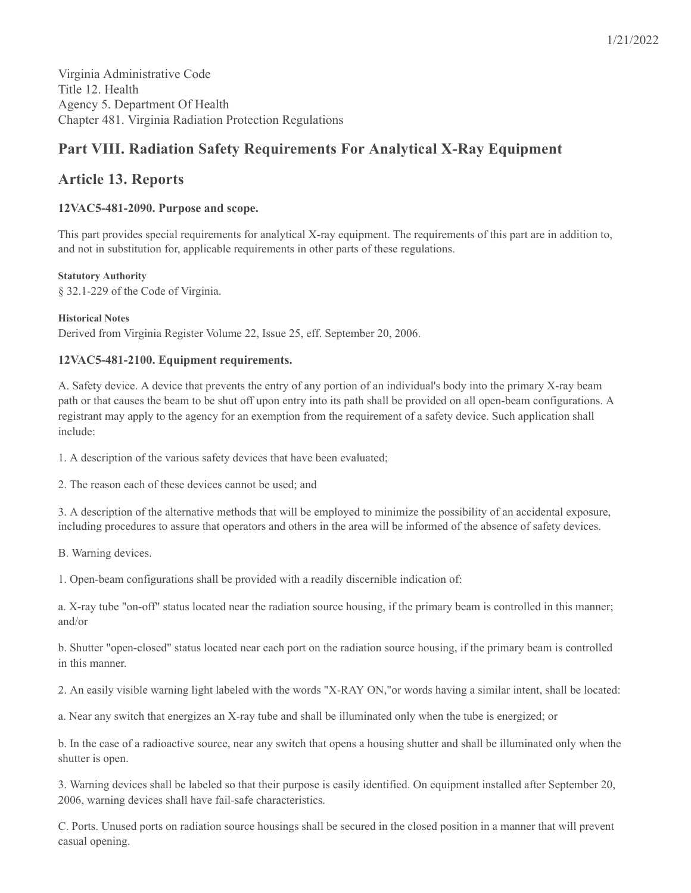Virginia Administrative Code
Title 12. Health
Agency 5. Department Of Health
Chapter 481. Virginia Radiation Protection Regulations

## Part VIII. Radiation Safety Requirements For Analytical X-Ray Equipment

## Article 13. Reports

### 12VAC5-481-2090. Purpose and scope.

This part provides special requirements for analytical X-ray equipment. The requirements of this part are in addition to, and not in substitution for, applicable requirements in other parts of these regulations.

**Statutory Authority**

§ 32.1-229 of the Code of Virginia.

**Historical Notes**

Derived from Virginia Register Volume 22, Issue 25, eff. September 20, 2006.

### 12VAC5-481-2100. Equipment requirements.

A. Safety device. A device that prevents the entry of any portion of an individual's body into the primary X-ray beam path or that causes the beam to be shut off upon entry into its path shall be provided on all open-beam configurations. A registrant may apply to the agency for an exemption from the requirement of a safety device. Such application shall include:

1. A description of the various safety devices that have been evaluated;

2. The reason each of these devices cannot be used; and

3. A description of the alternative methods that will be employed to minimize the possibility of an accidental exposure, including procedures to assure that operators and others in the area will be informed of the absence of safety devices.

B. Warning devices.

1. Open-beam configurations shall be provided with a readily discernible indication of:

a. X-ray tube "on-off" status located near the radiation source housing, if the primary beam is controlled in this manner; and/or

b. Shutter "open-closed" status located near each port on the radiation source housing, if the primary beam is controlled in this manner.

2. An easily visible warning light labeled with the words "X-RAY ON,"or words having a similar intent, shall be located:

a. Near any switch that energizes an X-ray tube and shall be illuminated only when the tube is energized; or

b. In the case of a radioactive source, near any switch that opens a housing shutter and shall be illuminated only when the shutter is open.

3. Warning devices shall be labeled so that their purpose is easily identified. On equipment installed after September 20, 2006, warning devices shall have fail-safe characteristics.

C. Ports. Unused ports on radiation source housings shall be secured in the closed position in a manner that will prevent casual opening.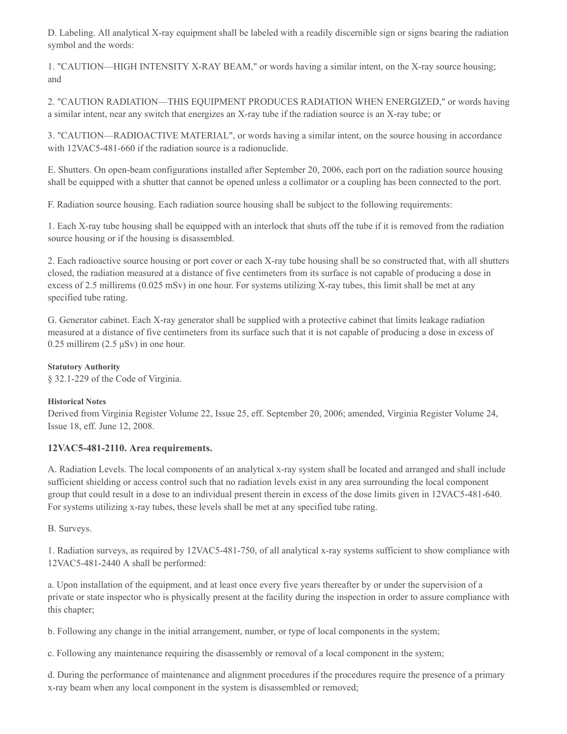D. Labeling. All analytical X-ray equipment shall be labeled with a readily discernible sign or signs bearing the radiation symbol and the words:

1. "CAUTION—HIGH INTENSITY X-RAY BEAM," or words having a similar intent, on the X-ray source housing; and

2. "CAUTION RADIATION—THIS EQUIPMENT PRODUCES RADIATION WHEN ENERGIZED," or words having a similar intent, near any switch that energizes an X-ray tube if the radiation source is an X-ray tube; or

3. "CAUTION—RADIOACTIVE MATERIAL", or words having a similar intent, on the source housing in accordance with 12VAC5-481-660 if the radiation source is a radionuclide.

E. Shutters. On open-beam configurations installed after September 20, 2006, each port on the radiation source housing shall be equipped with a shutter that cannot be opened unless a collimator or a coupling has been connected to the port.

F. Radiation source housing. Each radiation source housing shall be subject to the following requirements:

1. Each X-ray tube housing shall be equipped with an interlock that shuts off the tube if it is removed from the radiation source housing or if the housing is disassembled.

2. Each radioactive source housing or port cover or each X-ray tube housing shall be so constructed that, with all shutters closed, the radiation measured at a distance of five centimeters from its surface is not capable of producing a dose in excess of 2.5 millirems (0.025 mSv) in one hour. For systems utilizing X-ray tubes, this limit shall be met at any specified tube rating.

G. Generator cabinet. Each X-ray generator shall be supplied with a protective cabinet that limits leakage radiation measured at a distance of five centimeters from its surface such that it is not capable of producing a dose in excess of 0.25 millirem (2.5 μSv) in one hour.

**Statutory Authority**

§ 32.1-229 of the Code of Virginia.

**Historical Notes**

Derived from Virginia Register Volume 22, Issue 25, eff. September 20, 2006; amended, Virginia Register Volume 24, Issue 18, eff. June 12, 2008.

### 12VAC5-481-2110. Area requirements.

A. Radiation Levels. The local components of an analytical x-ray system shall be located and arranged and shall include sufficient shielding or access control such that no radiation levels exist in any area surrounding the local component group that could result in a dose to an individual present therein in excess of the dose limits given in 12VAC5-481-640. For systems utilizing x-ray tubes, these levels shall be met at any specified tube rating.

B. Surveys.

1. Radiation surveys, as required by 12VAC5-481-750, of all analytical x-ray systems sufficient to show compliance with 12VAC5-481-2440 A shall be performed:

a. Upon installation of the equipment, and at least once every five years thereafter by or under the supervision of a private or state inspector who is physically present at the facility during the inspection in order to assure compliance with this chapter;

b. Following any change in the initial arrangement, number, or type of local components in the system;

c. Following any maintenance requiring the disassembly or removal of a local component in the system;

d. During the performance of maintenance and alignment procedures if the procedures require the presence of a primary x-ray beam when any local component in the system is disassembled or removed;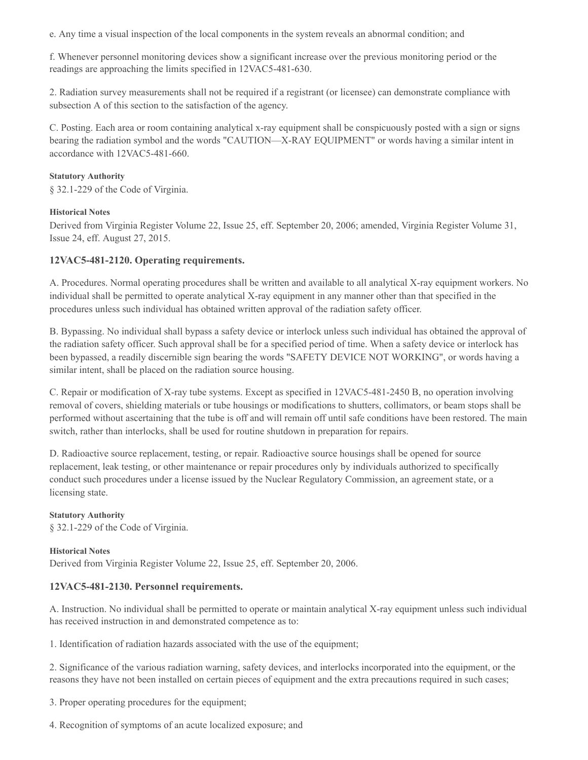e. Any time a visual inspection of the local components in the system reveals an abnormal condition; and

f. Whenever personnel monitoring devices show a significant increase over the previous monitoring period or the readings are approaching the limits specified in 12VAC5-481-630.

2. Radiation survey measurements shall not be required if a registrant (or licensee) can demonstrate compliance with subsection A of this section to the satisfaction of the agency.

C. Posting. Each area or room containing analytical x-ray equipment shall be conspicuously posted with a sign or signs bearing the radiation symbol and the words "CAUTION—X-RAY EQUIPMENT" or words having a similar intent in accordance with 12VAC5-481-660.

**Statutory Authority**

§ 32.1-229 of the Code of Virginia.

**Historical Notes**

Derived from Virginia Register Volume 22, Issue 25, eff. September 20, 2006; amended, Virginia Register Volume 31, Issue 24, eff. August 27, 2015.

### 12VAC5-481-2120. Operating requirements.

A. Procedures. Normal operating procedures shall be written and available to all analytical X-ray equipment workers. No individual shall be permitted to operate analytical X-ray equipment in any manner other than that specified in the procedures unless such individual has obtained written approval of the radiation safety officer.

B. Bypassing. No individual shall bypass a safety device or interlock unless such individual has obtained the approval of the radiation safety officer. Such approval shall be for a specified period of time. When a safety device or interlock has been bypassed, a readily discernible sign bearing the words "SAFETY DEVICE NOT WORKING", or words having a similar intent, shall be placed on the radiation source housing.

C. Repair or modification of X-ray tube systems. Except as specified in 12VAC5-481-2450 B, no operation involving removal of covers, shielding materials or tube housings or modifications to shutters, collimators, or beam stops shall be performed without ascertaining that the tube is off and will remain off until safe conditions have been restored. The main switch, rather than interlocks, shall be used for routine shutdown in preparation for repairs.

D. Radioactive source replacement, testing, or repair. Radioactive source housings shall be opened for source replacement, leak testing, or other maintenance or repair procedures only by individuals authorized to specifically conduct such procedures under a license issued by the Nuclear Regulatory Commission, an agreement state, or a licensing state.

**Statutory Authority**

§ 32.1-229 of the Code of Virginia.

**Historical Notes**

Derived from Virginia Register Volume 22, Issue 25, eff. September 20, 2006.

### 12VAC5-481-2130. Personnel requirements.

A. Instruction. No individual shall be permitted to operate or maintain analytical X-ray equipment unless such individual has received instruction in and demonstrated competence as to:

1. Identification of radiation hazards associated with the use of the equipment;

2. Significance of the various radiation warning, safety devices, and interlocks incorporated into the equipment, or the reasons they have not been installed on certain pieces of equipment and the extra precautions required in such cases;

3. Proper operating procedures for the equipment;

4. Recognition of symptoms of an acute localized exposure; and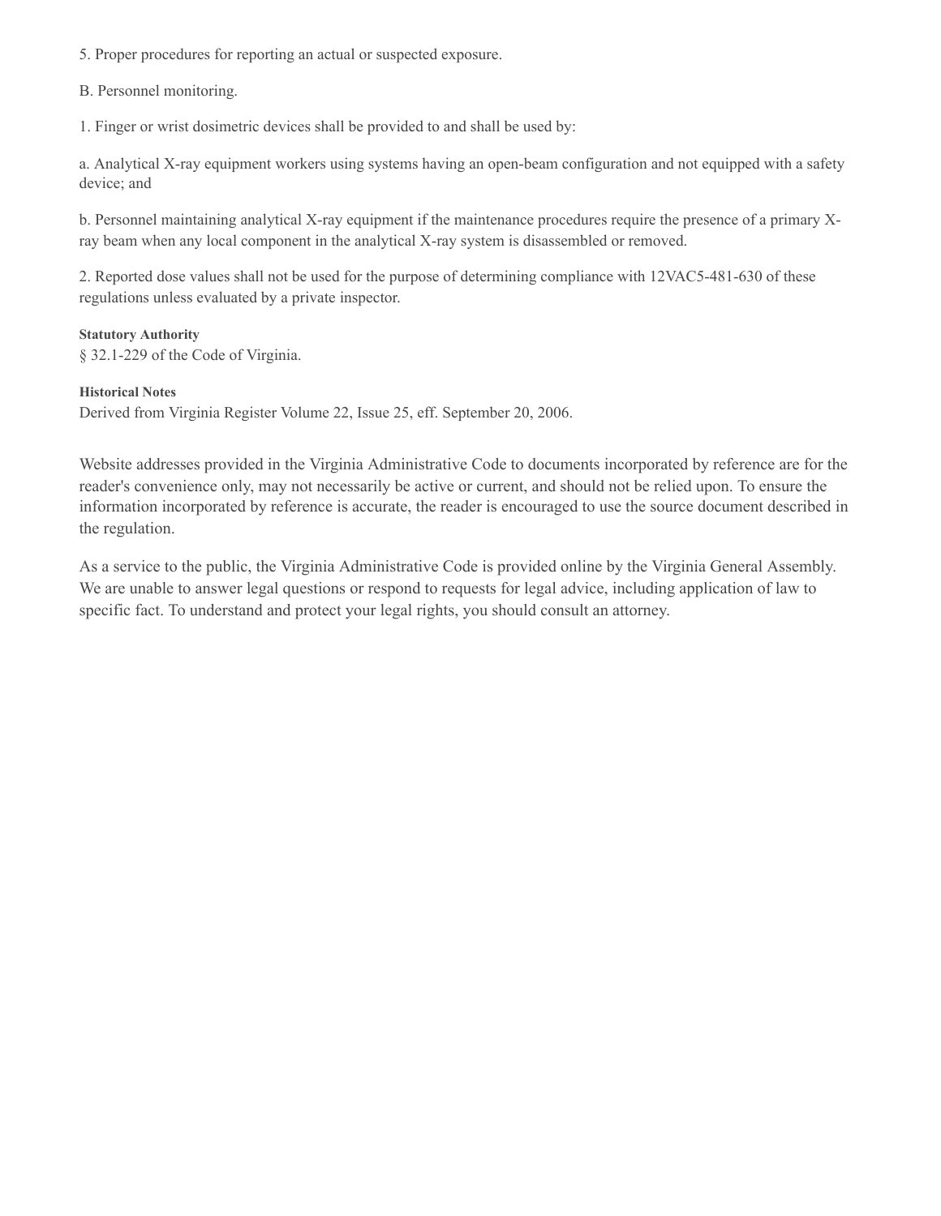5. Proper procedures for reporting an actual or suspected exposure.

B. Personnel monitoring.

1. Finger or wrist dosimetric devices shall be provided to and shall be used by:

a. Analytical X-ray equipment workers using systems having an open-beam configuration and not equipped with a safety device; and

b. Personnel maintaining analytical X-ray equipment if the maintenance procedures require the presence of a primary X-ray beam when any local component in the analytical X-ray system is disassembled or removed.

2. Reported dose values shall not be used for the purpose of determining compliance with 12VAC5-481-630 of these regulations unless evaluated by a private inspector.

**Statutory Authority**

§ 32.1-229 of the Code of Virginia.

**Historical Notes**

Derived from Virginia Register Volume 22, Issue 25, eff. September 20, 2006.

Website addresses provided in the Virginia Administrative Code to documents incorporated by reference are for the reader's convenience only, may not necessarily be active or current, and should not be relied upon. To ensure the information incorporated by reference is accurate, the reader is encouraged to use the source document described in the regulation.

As a service to the public, the Virginia Administrative Code is provided online by the Virginia General Assembly. We are unable to answer legal questions or respond to requests for legal advice, including application of law to specific fact. To understand and protect your legal rights, you should consult an attorney.